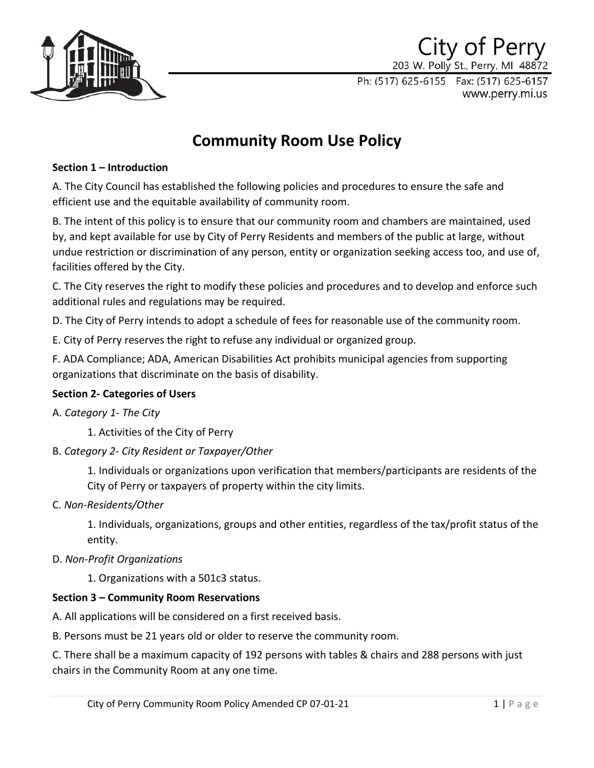City of Perry

203 W. Polly St., Perry, MI 48872

Ph: (517) 625-6155 Fax: (517) 625-6157

www.perry.mi.us

# Community Room Use Policy

**Section 1 – Introduction**

A. The City Council has established the following policies and procedures to ensure the safe and efficient use and the equitable availability of community room.

B. The intent of this policy is to ensure that our community room and chambers are maintained, used by, and kept available for use by City of Perry Residents and members of the public at large, without undue restriction or discrimination of any person, entity or organization seeking access too, and use of, facilities offered by the City.

C. The City reserves the right to modify these policies and procedures and to develop and enforce such additional rules and regulations may be required.

D. The City of Perry intends to adopt a schedule of fees for reasonable use of the community room.

E. City of Perry reserves the right to refuse any individual or organized group.

F. ADA Compliance; ADA, American Disabilities Act prohibits municipal agencies from supporting organizations that discriminate on the basis of disability.

**Section 2- Categories of Users**

A. *Category 1- The City*

1. Activities of the City of Perry

B. *Category 2- City Resident or Taxpayer/Other*

1. Individuals or organizations upon verification that members/participants are residents of the City of Perry or taxpayers of property within the city limits.

C. *Non-Residents/Other*

1. Individuals, organizations, groups and other entities, regardless of the tax/profit status of the entity.

D. *Non-Profit Organizations*

1. Organizations with a 501c3 status.

**Section 3 – Community Room Reservations**

A. All applications will be considered on a first received basis.

B. Persons must be 21 years old or older to reserve the community room.

C. There shall be a maximum capacity of 192 persons with tables & chairs and 288 persons with just chairs in the Community Room at any one time.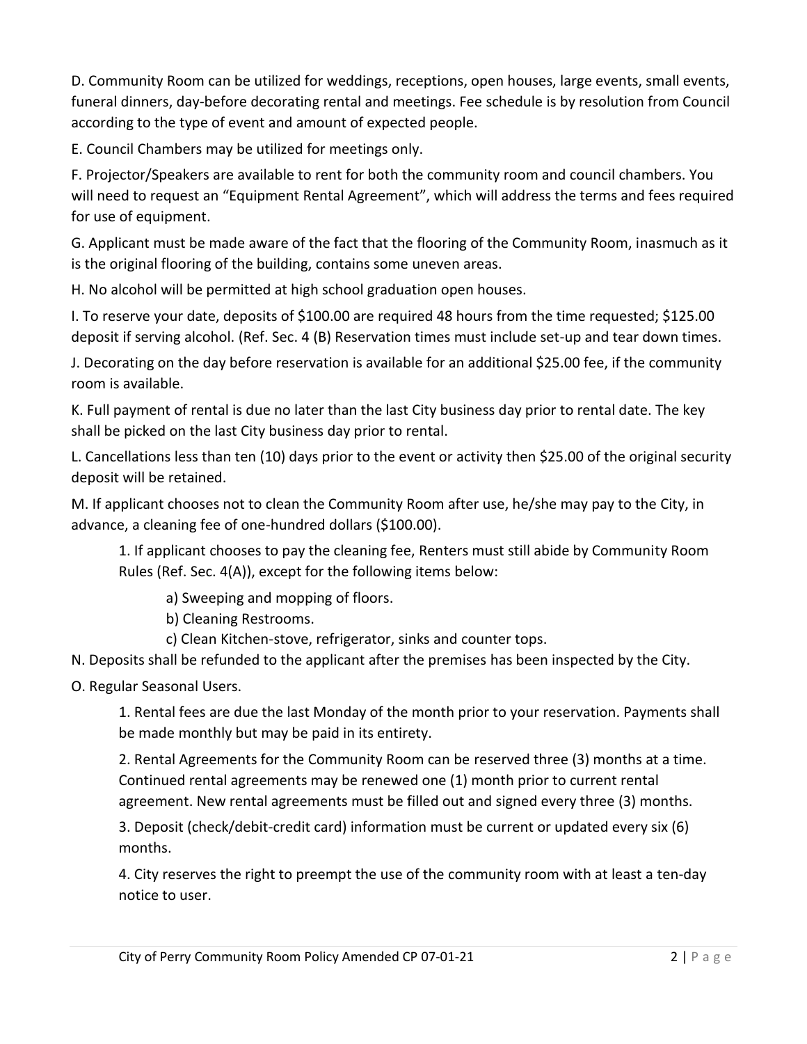D. Community Room can be utilized for weddings, receptions, open houses, large events, small events, funeral dinners, day-before decorating rental and meetings. Fee schedule is by resolution from Council according to the type of event and amount of expected people.

E. Council Chambers may be utilized for meetings only.

F. Projector/Speakers are available to rent for both the community room and council chambers. You will need to request an "Equipment Rental Agreement", which will address the terms and fees required for use of equipment.

G. Applicant must be made aware of the fact that the flooring of the Community Room, inasmuch as it is the original flooring of the building, contains some uneven areas.

H. No alcohol will be permitted at high school graduation open houses.

I. To reserve your date, deposits of $100.00 are required 48 hours from the time requested; $125.00 deposit if serving alcohol. (Ref. Sec. 4 (B) Reservation times must include set-up and tear down times.

J. Decorating on the day before reservation is available for an additional $25.00 fee, if the community room is available.

K. Full payment of rental is due no later than the last City business day prior to rental date. The key shall be picked on the last City business day prior to rental.

L. Cancellations less than ten (10) days prior to the event or activity then $25.00 of the original security deposit will be retained.

M. If applicant chooses not to clean the Community Room after use, he/she may pay to the City, in advance, a cleaning fee of one-hundred dollars ($100.00).

1. If applicant chooses to pay the cleaning fee, Renters must still abide by Community Room Rules (Ref. Sec. 4(A)), except for the following items below:
   - a) Sweeping and mopping of floors.
   - b) Cleaning Restrooms.
   - c) Clean Kitchen-stove, refrigerator, sinks and counter tops.

N. Deposits shall be refunded to the applicant after the premises has been inspected by the City.

O. Regular Seasonal Users.

1. Rental fees are due the last Monday of the month prior to your reservation. Payments shall be made monthly but may be paid in its entirety.

2. Rental Agreements for the Community Room can be reserved three (3) months at a time. Continued rental agreements may be renewed one (1) month prior to current rental agreement. New rental agreements must be filled out and signed every three (3) months.

3. Deposit (check/debit-credit card) information must be current or updated every six (6) months.

4. City reserves the right to preempt the use of the community room with at least a ten-day notice to user.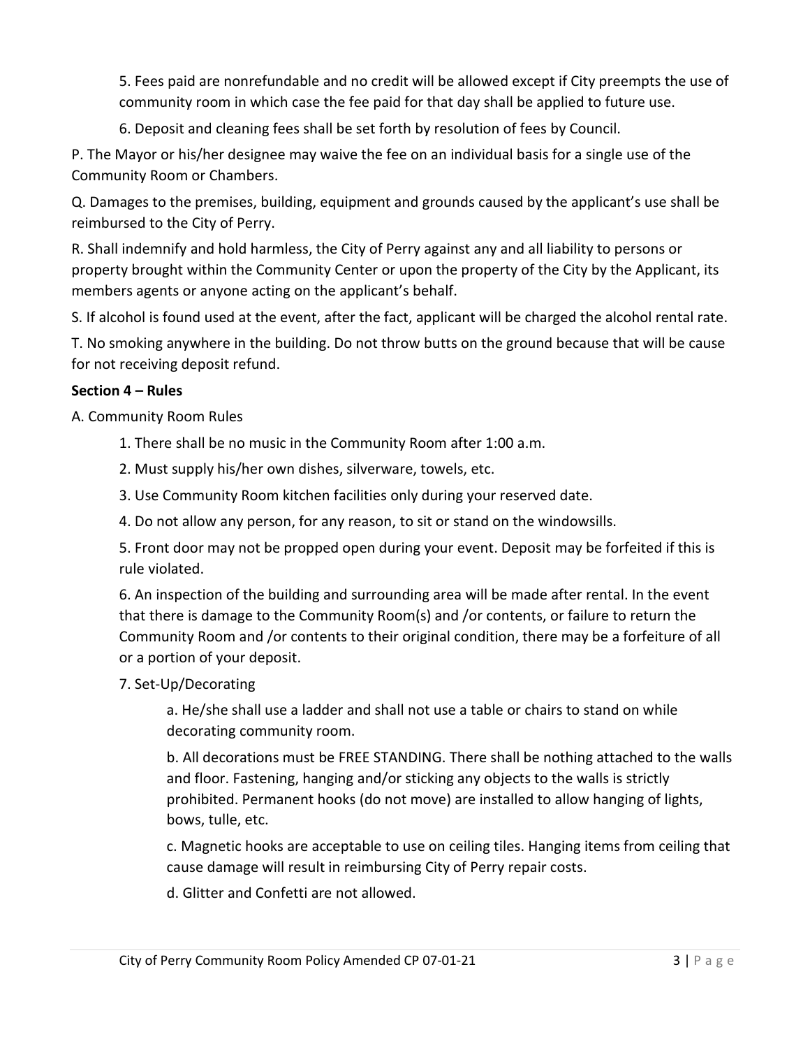5. Fees paid are nonrefundable and no credit will be allowed except if City preempts the use of community room in which case the fee paid for that day shall be applied to future use.

6. Deposit and cleaning fees shall be set forth by resolution of fees by Council.

P. The Mayor or his/her designee may waive the fee on an individual basis for a single use of the Community Room or Chambers.

Q. Damages to the premises, building, equipment and grounds caused by the applicant's use shall be reimbursed to the City of Perry.

R. Shall indemnify and hold harmless, the City of Perry against any and all liability to persons or property brought within the Community Center or upon the property of the City by the Applicant, its members agents or anyone acting on the applicant's behalf.

S. If alcohol is found used at the event, after the fact, applicant will be charged the alcohol rental rate.

T. No smoking anywhere in the building. Do not throw butts on the ground because that will be cause for not receiving deposit refund.

**Section 4 – Rules**

A. Community Room Rules

1. There shall be no music in the Community Room after 1:00 a.m.

2. Must supply his/her own dishes, silverware, towels, etc.

3. Use Community Room kitchen facilities only during your reserved date.

4. Do not allow any person, for any reason, to sit or stand on the windowsills.

5. Front door may not be propped open during your event. Deposit may be forfeited if this is rule violated.

6. An inspection of the building and surrounding area will be made after rental. In the event that there is damage to the Community Room(s) and /or contents, or failure to return the Community Room and /or contents to their original condition, there may be a forfeiture of all or a portion of your deposit.

7. Set-Up/Decorating

   a. He/she shall use a ladder and shall not use a table or chairs to stand on while decorating community room.

   b. All decorations must be FREE STANDING. There shall be nothing attached to the walls and floor. Fastening, hanging and/or sticking any objects to the walls is strictly prohibited. Permanent hooks (do not move) are installed to allow hanging of lights, bows, tulle, etc.

   c. Magnetic hooks are acceptable to use on ceiling tiles. Hanging items from ceiling that cause damage will result in reimbursing City of Perry repair costs.

   d. Glitter and Confetti are not allowed.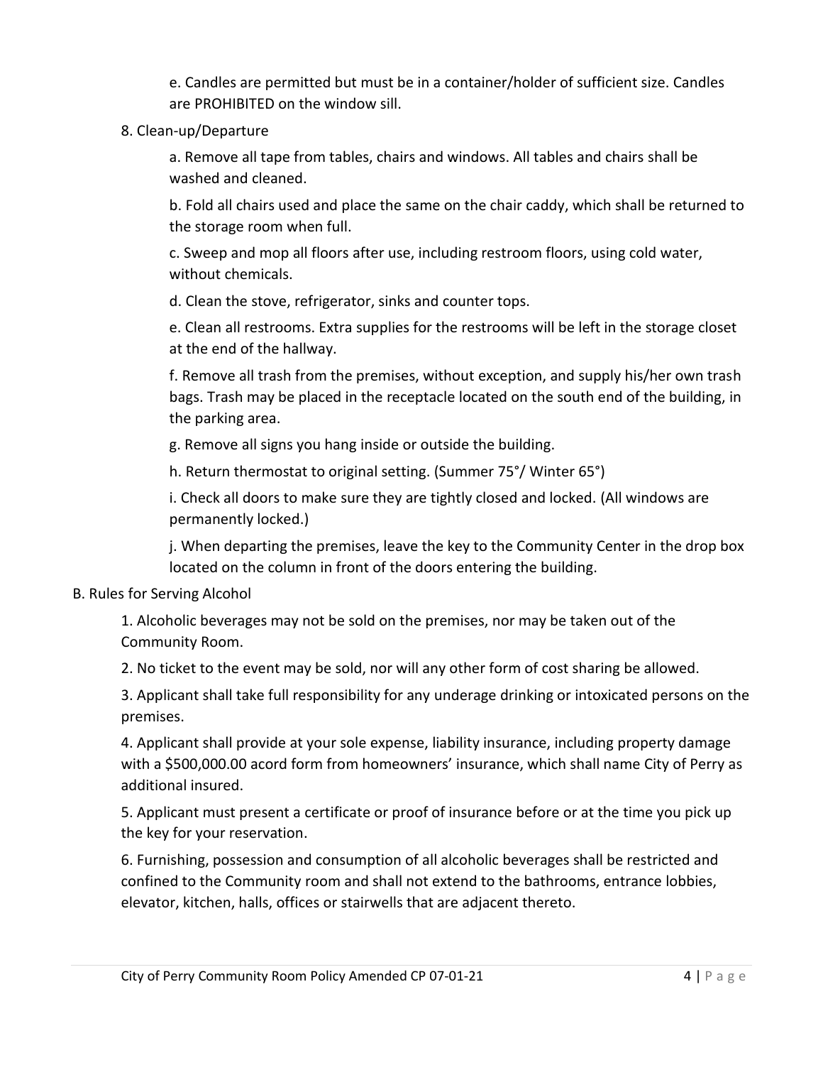e. Candles are permitted but must be in a container/holder of sufficient size. Candles are PROHIBITED on the window sill.

8. Clean-up/Departure

   a. Remove all tape from tables, chairs and windows. All tables and chairs shall be washed and cleaned.

   b. Fold all chairs used and place the same on the chair caddy, which shall be returned to the storage room when full.

   c. Sweep and mop all floors after use, including restroom floors, using cold water, without chemicals.

   d. Clean the stove, refrigerator, sinks and counter tops.

   e. Clean all restrooms. Extra supplies for the restrooms will be left in the storage closet at the end of the hallway.

   f. Remove all trash from the premises, without exception, and supply his/her own trash bags. Trash may be placed in the receptacle located on the south end of the building, in the parking area.

   g. Remove all signs you hang inside or outside the building.

   h. Return thermostat to original setting. (Summer 75°/ Winter 65°)

   i. Check all doors to make sure they are tightly closed and locked. (All windows are permanently locked.)

   j. When departing the premises, leave the key to the Community Center in the drop box located on the column in front of the doors entering the building.

B. Rules for Serving Alcohol

   1. Alcoholic beverages may not be sold on the premises, nor may be taken out of the Community Room.

   2. No ticket to the event may be sold, nor will any other form of cost sharing be allowed.

   3. Applicant shall take full responsibility for any underage drinking or intoxicated persons on the premises.

   4. Applicant shall provide at your sole expense, liability insurance, including property damage with a $500,000.00 acord form from homeowners' insurance, which shall name City of Perry as additional insured.

   5. Applicant must present a certificate or proof of insurance before or at the time you pick up the key for your reservation.

   6. Furnishing, possession and consumption of all alcoholic beverages shall be restricted and confined to the Community room and shall not extend to the bathrooms, entrance lobbies, elevator, kitchen, halls, offices or stairwells that are adjacent thereto.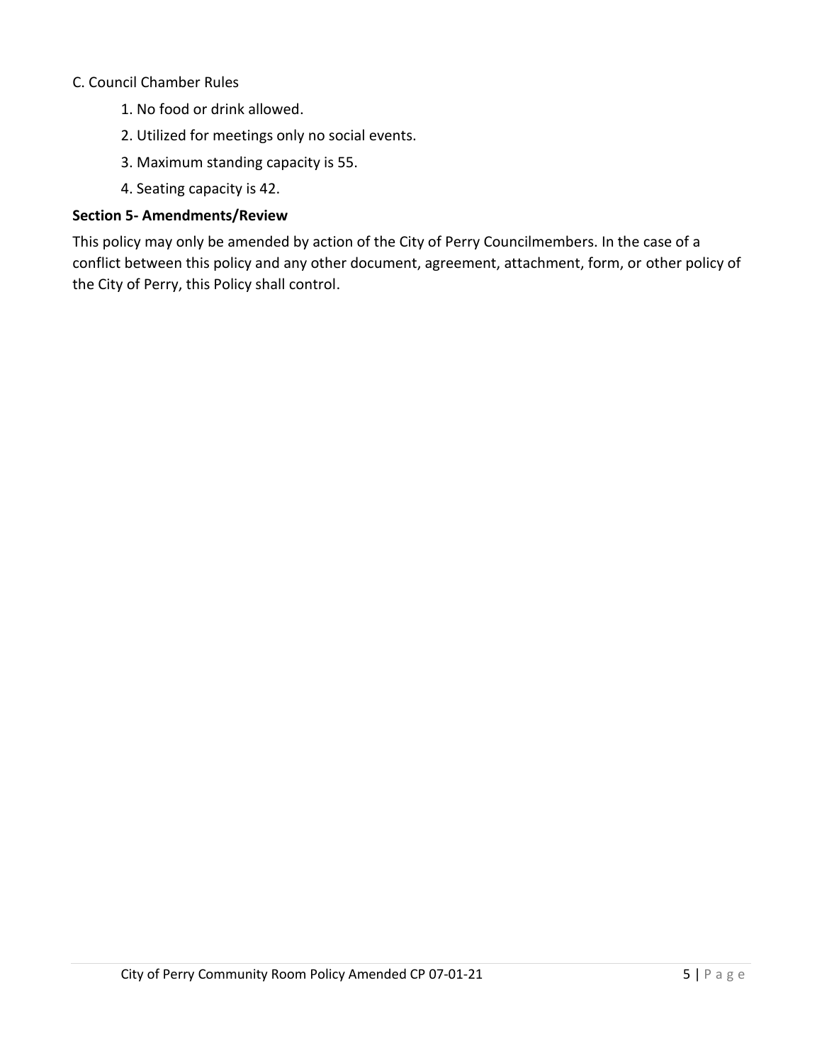C. Council Chamber Rules

1. No food or drink allowed.
2. Utilized for meetings only no social events.
3. Maximum standing capacity is 55.
4. Seating capacity is 42.

**Section 5- Amendments/Review**

This policy may only be amended by action of the City of Perry Councilmembers. In the case of a conflict between this policy and any other document, agreement, attachment, form, or other policy of the City of Perry, this Policy shall control.